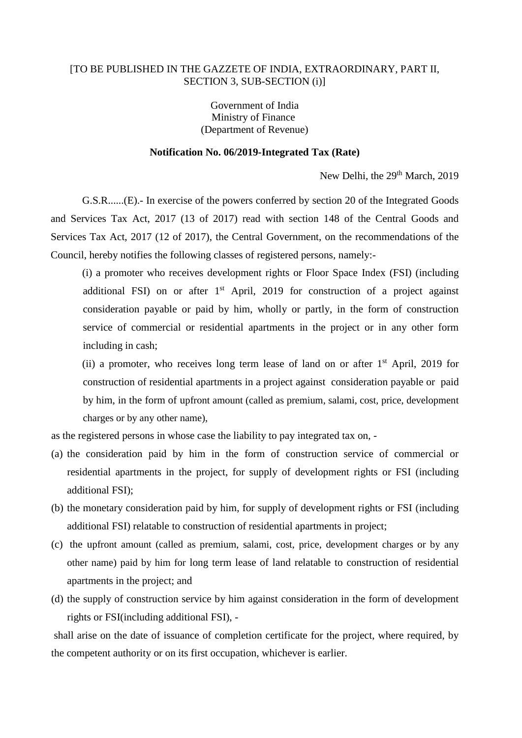[TO BE PUBLISHED IN THE GAZZETE OF INDIA, EXTRAORDINARY, PART II, SECTION 3, SUB-SECTION (i)]

Government of India
Ministry of Finance
(Department of Revenue)

**Notification No. 06/2019-Integrated Tax (Rate)**

New Delhi, the 29th March, 2019

G.S.R......(E).- In exercise of the powers conferred by section 20 of the Integrated Goods and Services Tax Act, 2017 (13 of 2017) read with section 148 of the Central Goods and Services Tax Act, 2017 (12 of 2017), the Central Government, on the recommendations of the Council, hereby notifies the following classes of registered persons, namely:-

(i) a promoter who receives development rights or Floor Space Index (FSI) (including additional FSI) on or after 1st April, 2019 for construction of a project against consideration payable or paid by him, wholly or partly, in the form of construction service of commercial or residential apartments in the project or in any other form including in cash;

(ii) a promoter, who receives long term lease of land on or after 1st April, 2019 for construction of residential apartments in a project against consideration payable or paid by him, in the form of upfront amount (called as premium, salami, cost, price, development charges or by any other name),

as the registered persons in whose case the liability to pay integrated tax on, -

(a) the consideration paid by him in the form of construction service of commercial or residential apartments in the project, for supply of development rights or FSI (including additional FSI);

(b) the monetary consideration paid by him, for supply of development rights or FSI (including additional FSI) relatable to construction of residential apartments in project;

(c) the upfront amount (called as premium, salami, cost, price, development charges or by any other name) paid by him for long term lease of land relatable to construction of residential apartments in the project; and

(d) the supply of construction service by him against consideration in the form of development rights or FSI(including additional FSI), -

shall arise on the date of issuance of completion certificate for the project, where required, by the competent authority or on its first occupation, whichever is earlier.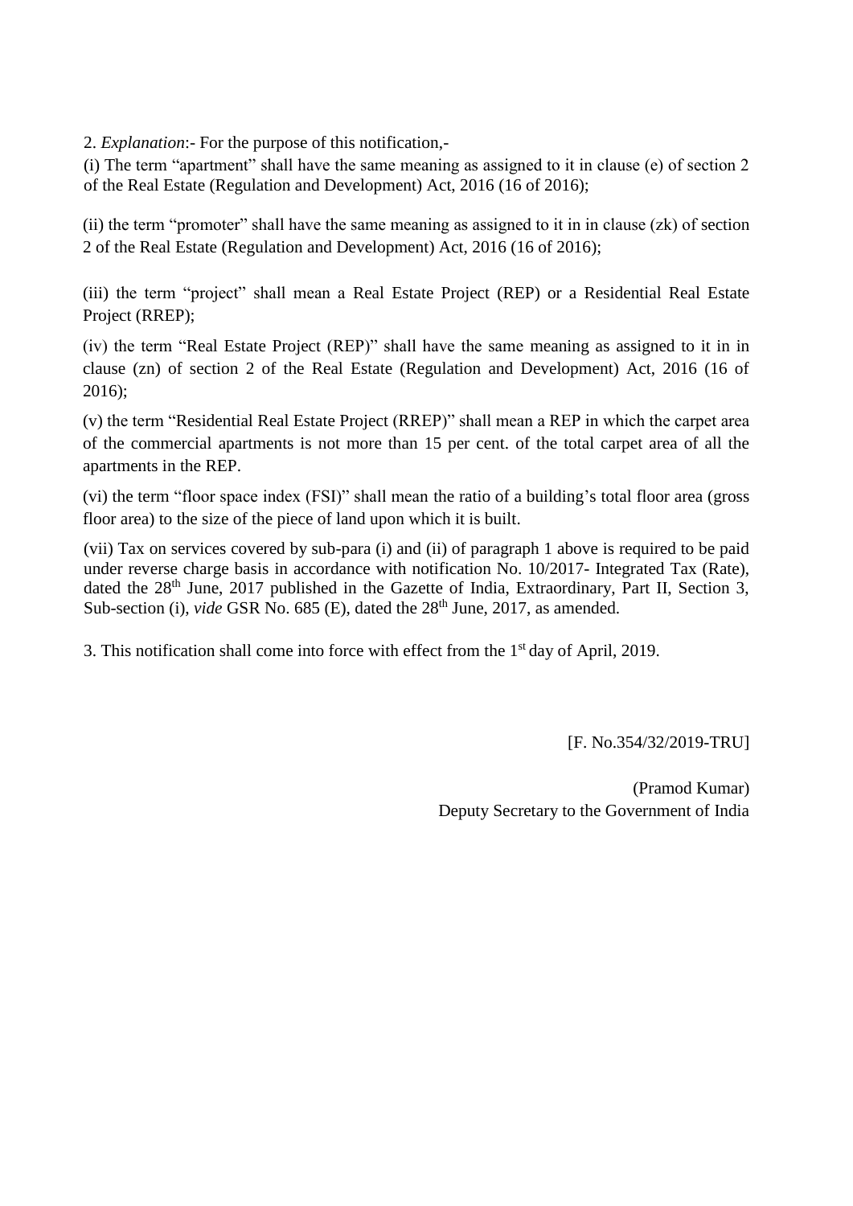2. *Explanation*:- For the purpose of this notification,-

(i) The term "apartment" shall have the same meaning as assigned to it in clause (e) of section 2 of the Real Estate (Regulation and Development) Act, 2016 (16 of 2016);

(ii) the term "promoter" shall have the same meaning as assigned to it in in clause (zk) of section 2 of the Real Estate (Regulation and Development) Act, 2016 (16 of 2016);

(iii) the term "project" shall mean a Real Estate Project (REP) or a Residential Real Estate Project (RREP);

(iv) the term "Real Estate Project (REP)" shall have the same meaning as assigned to it in in clause (zn) of section 2 of the Real Estate (Regulation and Development) Act, 2016 (16 of 2016);

(v) the term "Residential Real Estate Project (RREP)" shall mean a REP in which the carpet area of the commercial apartments is not more than 15 per cent. of the total carpet area of all the apartments in the REP.

(vi) the term "floor space index (FSI)" shall mean the ratio of a building's total floor area (gross floor area) to the size of the piece of land upon which it is built.

(vii) Tax on services covered by sub-para (i) and (ii) of paragraph 1 above is required to be paid under reverse charge basis in accordance with notification No. 10/2017- Integrated Tax (Rate), dated the 28th June, 2017 published in the Gazette of India, Extraordinary, Part II, Section 3, Sub-section (i), *vide* GSR No. 685 (E), dated the 28th June, 2017, as amended.

3. This notification shall come into force with effect from the 1st day of April, 2019.

[F. No.354/32/2019-TRU]

(Pramod Kumar)
Deputy Secretary to the Government of India